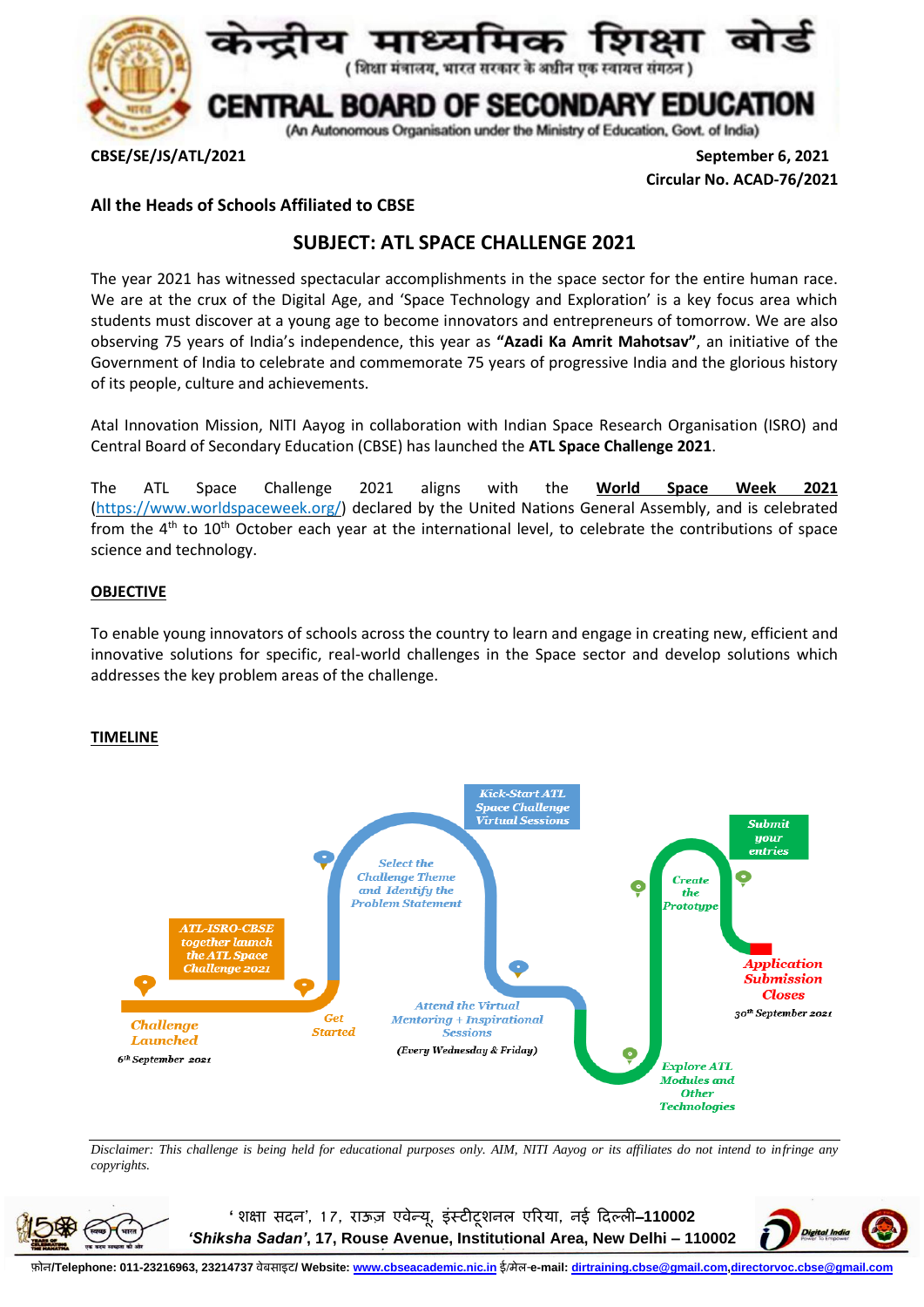# केन्द्रीय माध्यमिक शिक्षा बोर्ड

(शिक्षा मंत्रालय, भारत सरकार के अधीन एक स्वायत्त संगठन)

# CENTRAL BOARD OF SECONDARY EDUCATION

(An Autonomous Organisation under the Ministry of Education, Govt. of India)

**CBSE/SE/JS/ATL/2021** **September 6, 2021**

**Circular No. ACAD-76/2021**

**All the Heads of Schools Affiliated to CBSE**

## SUBJECT: ATL SPACE CHALLENGE 2021

The year 2021 has witnessed spectacular accomplishments in the space sector for the entire human race. We are at the crux of the Digital Age, and 'Space Technology and Exploration' is a key focus area which students must discover at a young age to become innovators and entrepreneurs of tomorrow. We are also observing 75 years of India's independence, this year as **"Azadi Ka Amrit Mahotsav"**, an initiative of the Government of India to celebrate and commemorate 75 years of progressive India and the glorious history of its people, culture and achievements.

Atal Innovation Mission, NITI Aayog in collaboration with Indian Space Research Organisation (ISRO) and Central Board of Secondary Education (CBSE) has launched the **ATL Space Challenge 2021**.

The ATL Space Challenge 2021 aligns with the **World Space Week 2021** (https://www.worldspaceweek.org/) declared by the United Nations General Assembly, and is celebrated from the 4th to 10th October each year at the international level, to celebrate the contributions of space science and technology.

### OBJECTIVE

To enable young innovators of schools across the country to learn and engage in creating new, efficient and innovative solutions for specific, real-world challenges in the Space sector and develop solutions which addresses the key problem areas of the challenge.

### TIMELINE

- *Challenge Launched* – 6th September 2021
- *ATL-ISRO-CBSE together launch the ATL Space Challenge 2021*
- *Get Started*
- *Select the Challenge Theme and Identify the Problem Statement*
- *Kick-Start ATL Space Challenge Virtual Sessions*
- *Attend the Virtual Mentoring + Inspirational Sessions* (Every Wednesday & Friday)
- *Explore ATL Modules and Other Technologies*
- *Create the Prototype*
- *Submit your entries*
- *Application Submission Closes* – 30th September 2021

*Disclaimer: This challenge is being held for educational purposes only. AIM, NITI Aayog or its affiliates do not intend to infringe any copyrights.*

'शिक्षा सदन', 17, राऊज़ एवेन्यू, इंस्टीटूशनल एरिया, नई दिल्ली–110002
*'Shiksha Sadan'*, 17, Rouse Avenue, Institutional Area, New Delhi – 110002

फ़ोन/Telephone: 011-23216963, 23214737 वेबसाइट/ Website: www.cbseacademic.nic.in ई/मेल-e-mail: dirtraining.cbse@gmail.com, directorvoc.cbse@gmail.com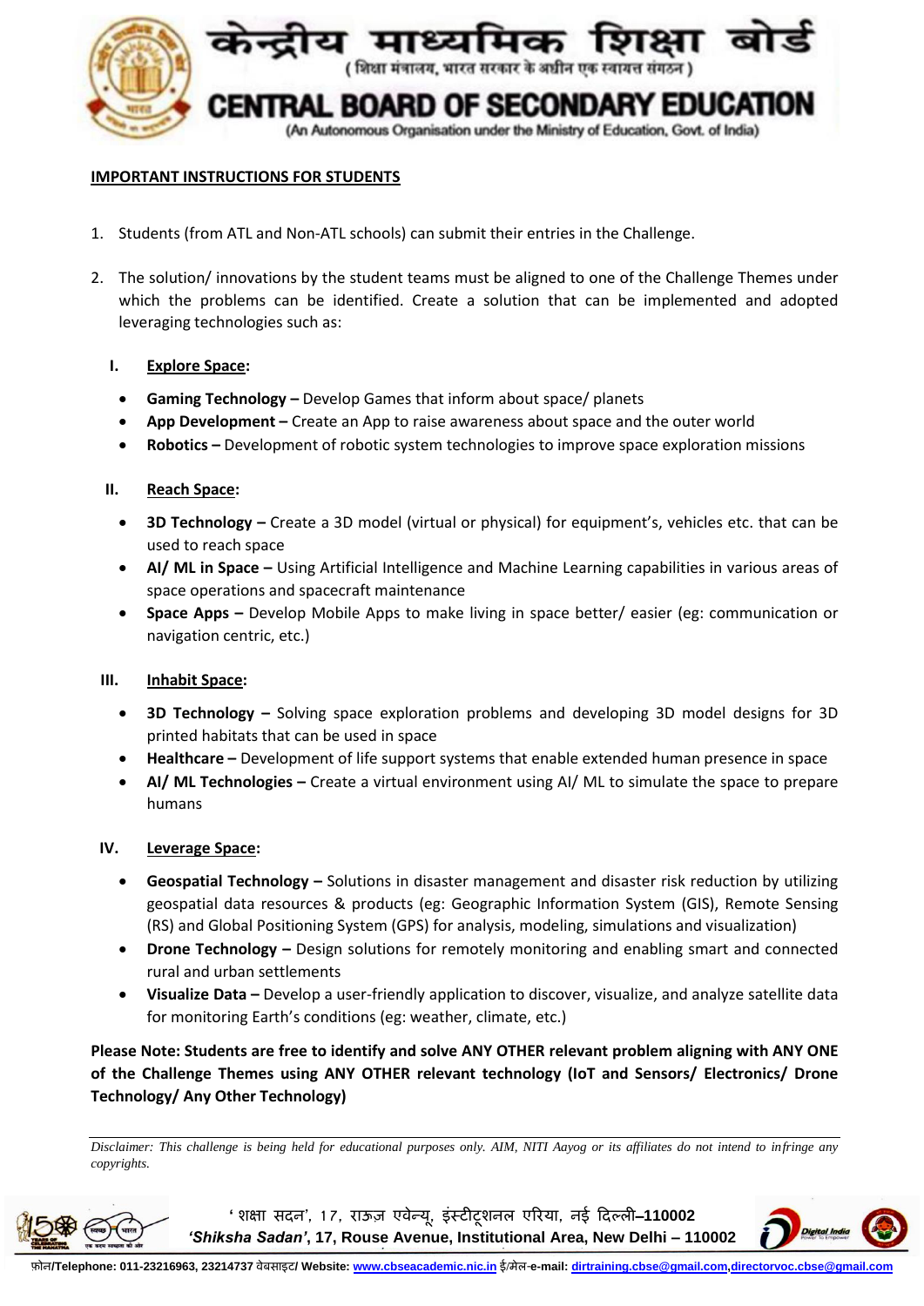**IMPORTANT INSTRUCTIONS FOR STUDENTS**

1. Students (from ATL and Non-ATL schools) can submit their entries in the Challenge.

2. The solution/ innovations by the student teams must be aligned to one of the Challenge Themes under which the problems can be identified. Create a solution that can be implemented and adopted leveraging technologies such as:

   **I. Explore Space:**

   - **Gaming Technology –** Develop Games that inform about space/ planets
   - **App Development –** Create an App to raise awareness about space and the outer world
   - **Robotics –** Development of robotic system technologies to improve space exploration missions

   **II. Reach Space:**

   - **3D Technology –** Create a 3D model (virtual or physical) for equipment's, vehicles etc. that can be used to reach space
   - **AI/ ML in Space –** Using Artificial Intelligence and Machine Learning capabilities in various areas of space operations and spacecraft maintenance
   - **Space Apps –** Develop Mobile Apps to make living in space better/ easier (eg: communication or navigation centric, etc.)

   **III. Inhabit Space:**

   - **3D Technology –** Solving space exploration problems and developing 3D model designs for 3D printed habitats that can be used in space
   - **Healthcare –** Development of life support systems that enable extended human presence in space
   - **AI/ ML Technologies –** Create a virtual environment using AI/ ML to simulate the space to prepare humans

   **IV. Leverage Space:**

   - **Geospatial Technology –** Solutions in disaster management and disaster risk reduction by utilizing geospatial data resources & products (eg: Geographic Information System (GIS), Remote Sensing (RS) and Global Positioning System (GPS) for analysis, modeling, simulations and visualization)
   - **Drone Technology –** Design solutions for remotely monitoring and enabling smart and connected rural and urban settlements
   - **Visualize Data –** Develop a user-friendly application to discover, visualize, and analyze satellite data for monitoring Earth's conditions (eg: weather, climate, etc.)

**Please Note: Students are free to identify and solve ANY OTHER relevant problem aligning with ANY ONE of the Challenge Themes using ANY OTHER relevant technology (IoT and Sensors/ Electronics/ Drone Technology/ Any Other Technology)**

*Disclaimer: This challenge is being held for educational purposes only. AIM, NITI Aayog or its affiliates do not intend to infringe any copyrights.*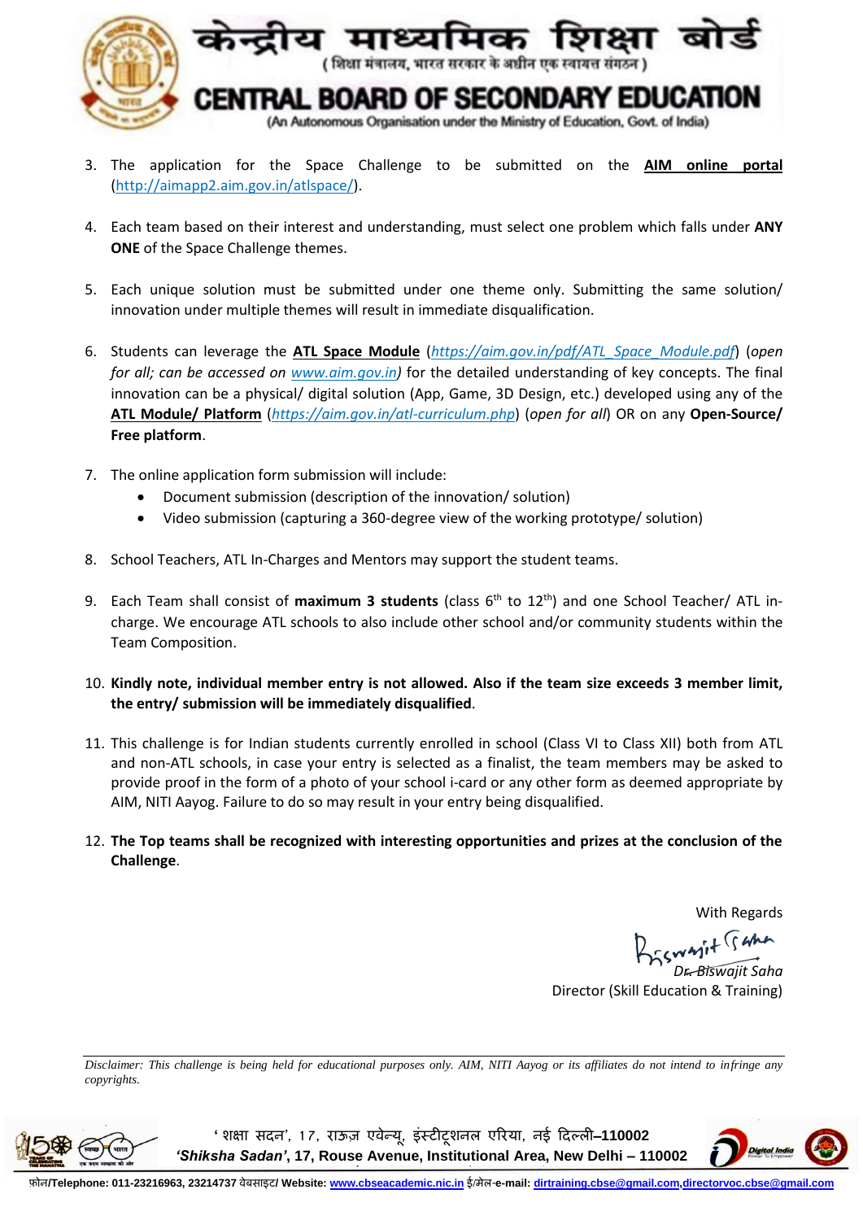3. The application for the Space Challenge to be submitted on the **AIM online portal** (http://aimapp2.aim.gov.in/atlspace/).

4. Each team based on their interest and understanding, must select one problem which falls under **ANY ONE** of the Space Challenge themes.

5. Each unique solution must be submitted under one theme only. Submitting the same solution/ innovation under multiple themes will result in immediate disqualification.

6. Students can leverage the **ATL Space Module** (*https://aim.gov.in/pdf/ATL_Space_Module.pdf*) (*open for all; can be accessed on www.aim.gov.in)* for the detailed understanding of key concepts. The final innovation can be a physical/ digital solution (App, Game, 3D Design, etc.) developed using any of the **ATL Module/ Platform** (*https://aim.gov.in/atl-curriculum.php*) (*open for all*) OR on any **Open-Source/ Free platform**.

7. The online application form submission will include:
   - Document submission (description of the innovation/ solution)
   - Video submission (capturing a 360-degree view of the working prototype/ solution)

8. School Teachers, ATL In-Charges and Mentors may support the student teams.

9. Each Team shall consist of **maximum 3 students** (class 6th to 12th) and one School Teacher/ ATL in-charge. We encourage ATL schools to also include other school and/or community students within the Team Composition.

10. **Kindly note, individual member entry is not allowed. Also if the team size exceeds 3 member limit, the entry/ submission will be immediately disqualified**.

11. This challenge is for Indian students currently enrolled in school (Class VI to Class XII) both from ATL and non-ATL schools, in case your entry is selected as a finalist, the team members may be asked to provide proof in the form of a photo of your school i-card or any other form as deemed appropriate by AIM, NITI Aayog. Failure to do so may result in your entry being disqualified.

12. **The Top teams shall be recognized with interesting opportunities and prizes at the conclusion of the Challenge**.

With Regards

*Dr. Biswajit Saha*
Director (Skill Education & Training)

*Disclaimer: This challenge is being held for educational purposes only. AIM, NITI Aayog or its affiliates do not intend to infringe any copyrights.*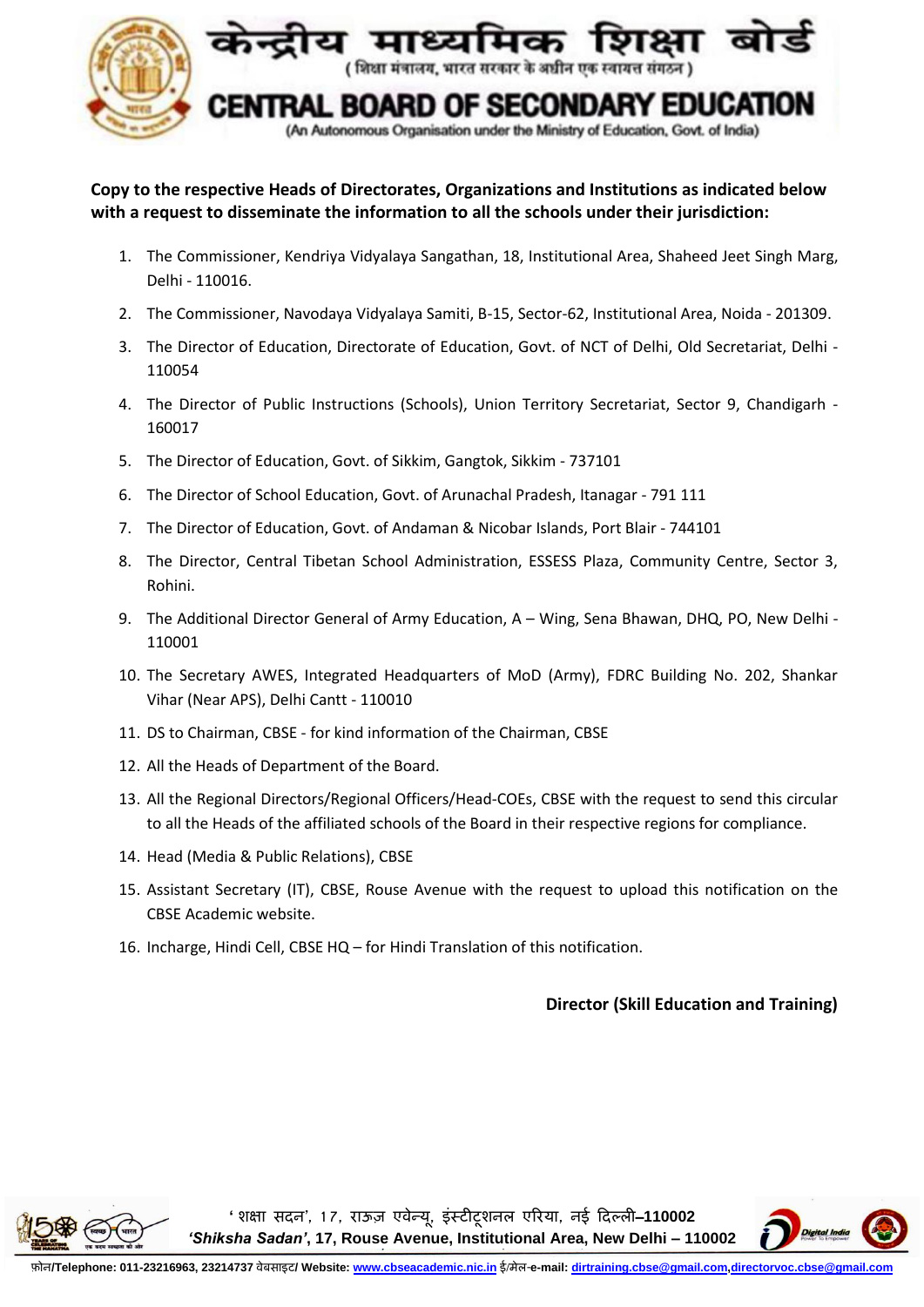**Copy to the respective Heads of Directorates, Organizations and Institutions as indicated below with a request to disseminate the information to all the schools under their jurisdiction:**

1. The Commissioner, Kendriya Vidyalaya Sangathan, 18, Institutional Area, Shaheed Jeet Singh Marg, Delhi - 110016.
2. The Commissioner, Navodaya Vidyalaya Samiti, B-15, Sector-62, Institutional Area, Noida - 201309.
3. The Director of Education, Directorate of Education, Govt. of NCT of Delhi, Old Secretariat, Delhi - 110054
4. The Director of Public Instructions (Schools), Union Territory Secretariat, Sector 9, Chandigarh - 160017
5. The Director of Education, Govt. of Sikkim, Gangtok, Sikkim - 737101
6. The Director of School Education, Govt. of Arunachal Pradesh, Itanagar - 791 111
7. The Director of Education, Govt. of Andaman & Nicobar Islands, Port Blair - 744101
8. The Director, Central Tibetan School Administration, ESSESS Plaza, Community Centre, Sector 3, Rohini.
9. The Additional Director General of Army Education, A – Wing, Sena Bhawan, DHQ, PO, New Delhi - 110001
10. The Secretary AWES, Integrated Headquarters of MoD (Army), FDRC Building No. 202, Shankar Vihar (Near APS), Delhi Cantt - 110010
11. DS to Chairman, CBSE - for kind information of the Chairman, CBSE
12. All the Heads of Department of the Board.
13. All the Regional Directors/Regional Officers/Head-COEs, CBSE with the request to send this circular to all the Heads of the affiliated schools of the Board in their respective regions for compliance.
14. Head (Media & Public Relations), CBSE
15. Assistant Secretary (IT), CBSE, Rouse Avenue with the request to upload this notification on the CBSE Academic website.
16. Incharge, Hindi Cell, CBSE HQ – for Hindi Translation of this notification.

**Director (Skill Education and Training)**